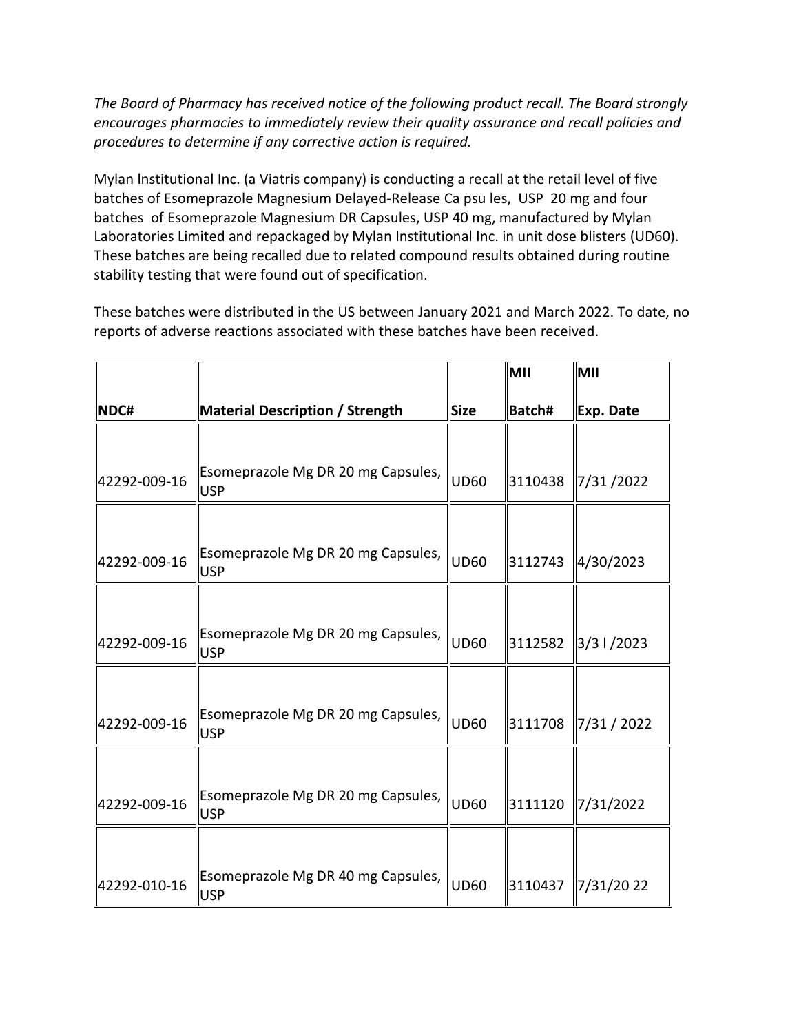*The Board of Pharmacy has received notice of the following product recall. The Board strongly encourages pharmacies to immediately review their quality assurance and recall policies and procedures to determine if any corrective action is required.*

Mylan lnstitutional Inc. (a Viatris company) is conducting a recall at the retail level of five batches of Esomeprazole Magnesium Delayed-Release Ca psu les, USP 20 mg and four batches of Esomeprazole Magnesium DR Capsules, USP 40 mg, manufactured by Mylan Laboratories Limited and repackaged by Mylan Institutional Inc. in unit dose blisters (UD60). These batches are being recalled due to related compound results obtained during routine stability testing that were found out of specification.

These batches were distributed in the US between January 2021 and March 2022. To date, no reports of adverse reactions associated with these batches have been received.

| NDC# | Material Description / Strength | Size | MII Batch# | MII Exp. Date |
|---|---|---|---|---|
| 42292-009-16 | Esomeprazole Mg DR 20 mg Capsules, USP | UD60 | 3110438 | 7/31 /2022 |
| 42292-009-16 | Esomeprazole Mg DR 20 mg Capsules, USP | UD60 | 3112743 | 4/30/2023 |
| 42292-009-16 | Esomeprazole Mg DR 20 mg Capsules, USP | UD60 | 3112582 | 3/3 l /2023 |
| 42292-009-16 | Esomeprazole Mg DR 20 mg Capsules, USP | UD60 | 3111708 | 7/31 / 2022 |
| 42292-009-16 | Esomeprazole Mg DR 20 mg Capsules, USP | UD60 | 3111120 | 7/31/2022 |
| 42292-010-16 | Esomeprazole Mg DR 40 mg Capsules, USP | UD60 | 3110437 | 7/31/20 22 |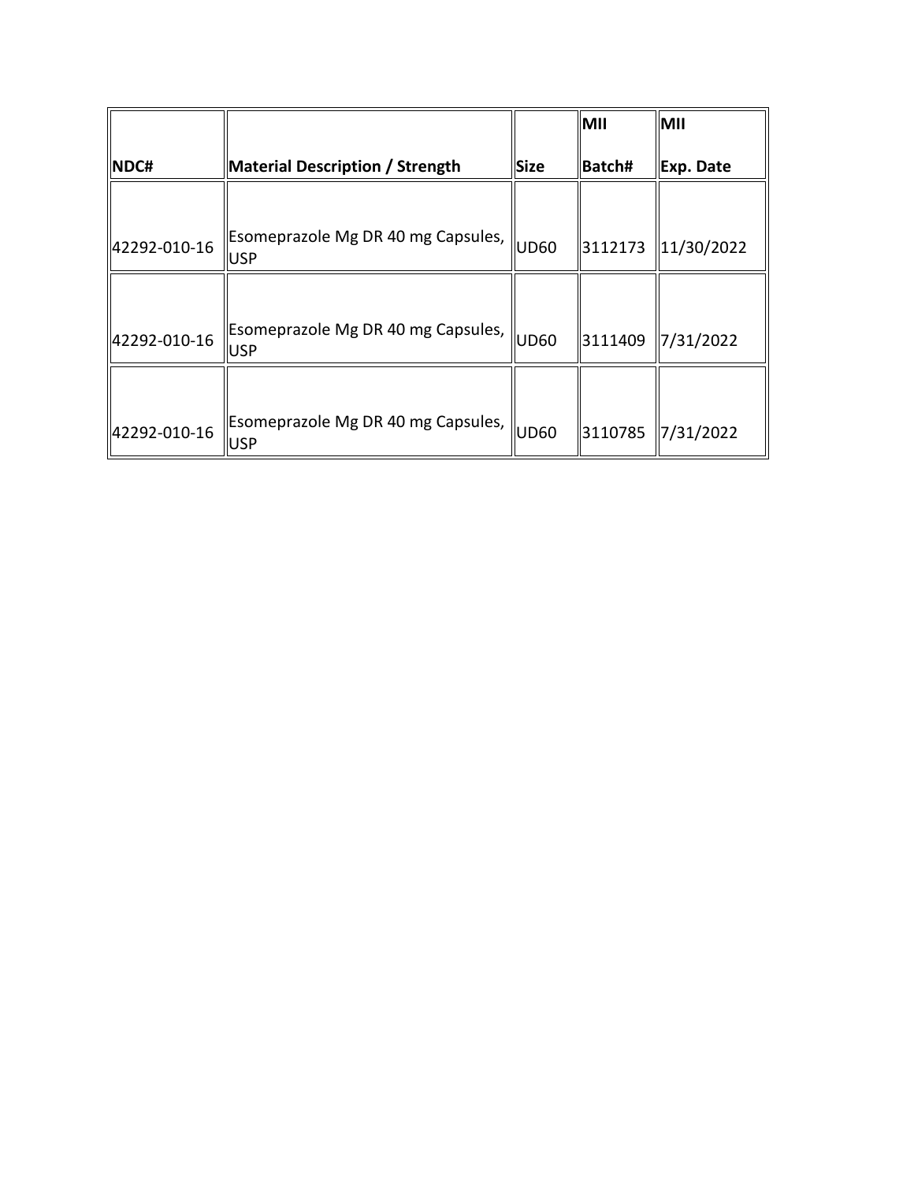| NDC# | Material Description / Strength | Size | MII Batch# | MII Exp. Date |
| --- | --- | --- | --- | --- |
| 42292-010-16 | Esomeprazole Mg DR 40 mg Capsules, USP | UD60 | 3112173 | 11/30/2022 |
| 42292-010-16 | Esomeprazole Mg DR 40 mg Capsules, USP | UD60 | 3111409 | 7/31/2022 |
| 42292-010-16 | Esomeprazole Mg DR 40 mg Capsules, USP | UD60 | 3110785 | 7/31/2022 |